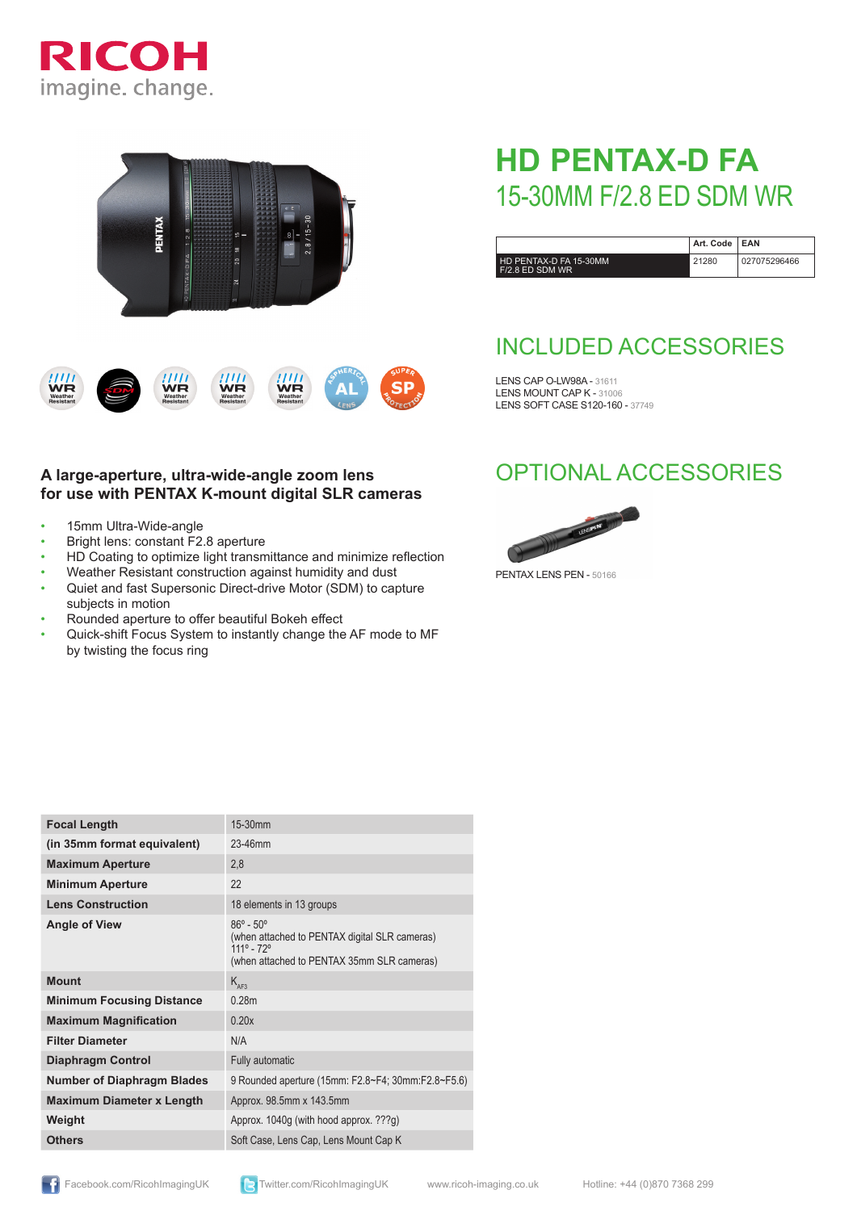# HD PENTAX-D FA

## 15-30MM F/2.8 ED SDM WR

| | Art. Code | EAN |
|---|---|---|
| HD PENTAX-D FA 15-30MM F/2.8 ED SDM WR | 21280 | 027075296466 |

## INCLUDED ACCESSORIES

LENS CAP O-LW98A - 31611
LENS MOUNT CAP K - 31006
LENS SOFT CASE S120-160 - 37749

## OPTIONAL ACCESSORIES

PENTAX LENS PEN - 50166

### A large-aperture, ultra-wide-angle zoom lens for use with PENTAX K-mount digital SLR cameras

- 15mm Ultra-Wide-angle
- Bright lens: constant F2.8 aperture
- HD Coating to optimize light transmittance and minimize reflection
- Weather Resistant construction against humidity and dust
- Quiet and fast Supersonic Direct-drive Motor (SDM) to capture subjects in motion
- Rounded aperture to offer beautiful Bokeh effect
- Quick-shift Focus System to instantly change the AF mode to MF by twisting the focus ring

| | |
|---|---|
| **Focal Length** | 15-30mm |
| **(in 35mm format equivalent)** | 23-46mm |
| **Maximum Aperture** | 2,8 |
| **Minimum Aperture** | 22 |
| **Lens Construction** | 18 elements in 13 groups |
| **Angle of View** | 86º - 50º (when attached to PENTAX digital SLR cameras) 111º - 72º (when attached to PENTAX 35mm SLR cameras) |
| **Mount** | $K_{AF3}$ |
| **Minimum Focusing Distance** | 0.28m |
| **Maximum Magnification** | 0.20x |
| **Filter Diameter** | N/A |
| **Diaphragm Control** | Fully automatic |
| **Number of Diaphragm Blades** | 9 Rounded aperture (15mm: F2.8~F4; 30mm:F2.8~F5.6) |
| **Maximum Diameter x Length** | Approx. 98.5mm x 143.5mm |
| **Weight** | Approx. 1040g (with hood approx. ???g) |
| **Others** | Soft Case, Lens Cap, Lens Mount Cap K |

Facebook.com/RicohImagingUK Twitter.com/RicohImagingUK www.ricoh-imaging.co.uk Hotline: +44 (0)870 7368 299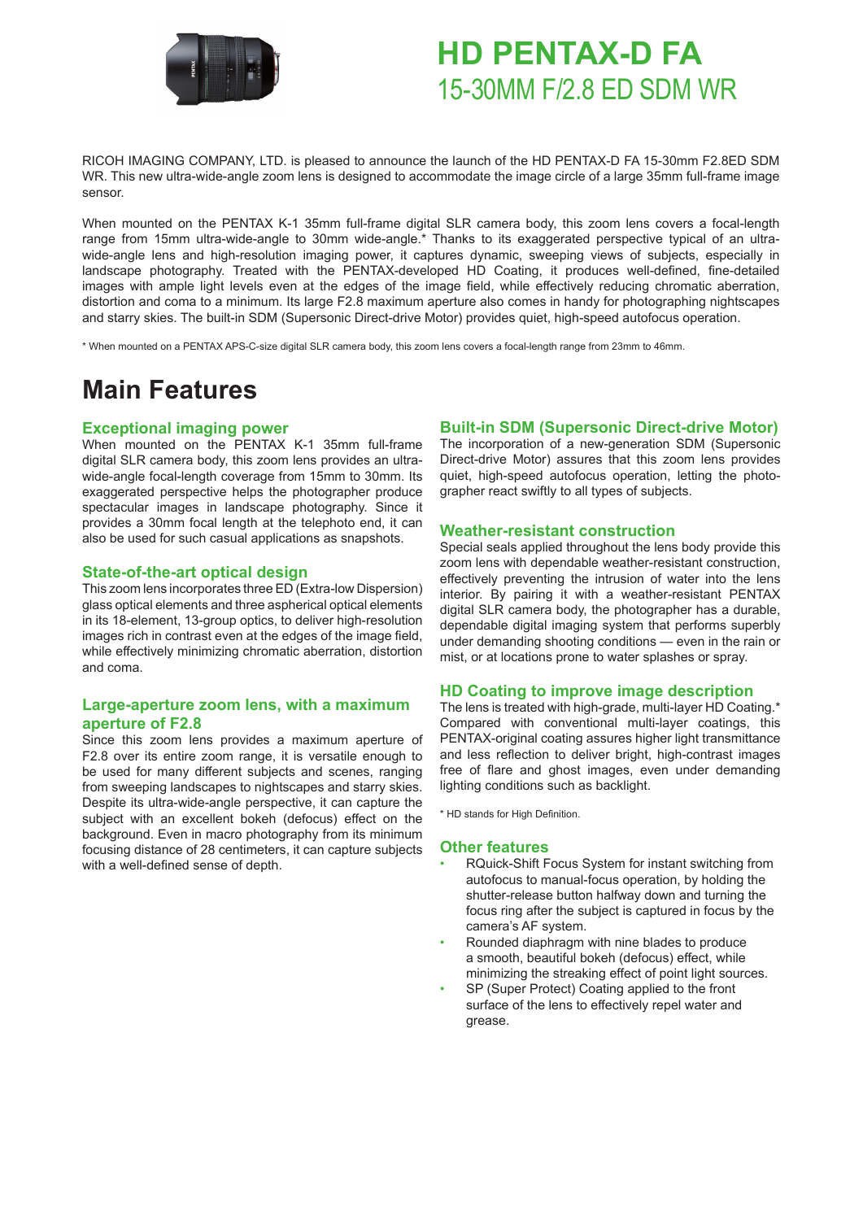# HD PENTAX-D FA

## 15-30MM F/2.8 ED SDM WR

RICOH IMAGING COMPANY, LTD. is pleased to announce the launch of the HD PENTAX-D FA 15-30mm F2.8ED SDM WR. This new ultra-wide-angle zoom lens is designed to accommodate the image circle of a large 35mm full-frame image sensor.

When mounted on the PENTAX K-1 35mm full-frame digital SLR camera body, this zoom lens covers a focal-length range from 15mm ultra-wide-angle to 30mm wide-angle.* Thanks to its exaggerated perspective typical of an ultra-wide-angle lens and high-resolution imaging power, it captures dynamic, sweeping views of subjects, especially in landscape photography. Treated with the PENTAX-developed HD Coating, it produces well-defined, fine-detailed images with ample light levels even at the edges of the image field, while effectively reducing chromatic aberration, distortion and coma to a minimum. Its large F2.8 maximum aperture also comes in handy for photographing nightscapes and starry skies. The built-in SDM (Supersonic Direct-drive Motor) provides quiet, high-speed autofocus operation.

* When mounted on a PENTAX APS-C-size digital SLR camera body, this zoom lens covers a focal-length range from 23mm to 46mm.

# Main Features

### Exceptional imaging power

When mounted on the PENTAX K-1 35mm full-frame digital SLR camera body, this zoom lens provides an ultra-wide-angle focal-length coverage from 15mm to 30mm. Its exaggerated perspective helps the photographer produce spectacular images in landscape photography. Since it provides a 30mm focal length at the telephoto end, it can also be used for such casual applications as snapshots.

### State-of-the-art optical design

This zoom lens incorporates three ED (Extra-low Dispersion) glass optical elements and three aspherical optical elements in its 18-element, 13-group optics, to deliver high-resolution images rich in contrast even at the edges of the image field, while effectively minimizing chromatic aberration, distortion and coma.

### Large-aperture zoom lens, with a maximum aperture of F2.8

Since this zoom lens provides a maximum aperture of F2.8 over its entire zoom range, it is versatile enough to be used for many different subjects and scenes, ranging from sweeping landscapes to nightscapes and starry skies. Despite its ultra-wide-angle perspective, it can capture the subject with an excellent bokeh (defocus) effect on the background. Even in macro photography from its minimum focusing distance of 28 centimeters, it can capture subjects with a well-defined sense of depth.

### Built-in SDM (Supersonic Direct-drive Motor)

The incorporation of a new-generation SDM (Supersonic Direct-drive Motor) assures that this zoom lens provides quiet, high-speed autofocus operation, letting the photographer react swiftly to all types of subjects.

### Weather-resistant construction

Special seals applied throughout the lens body provide this zoom lens with dependable weather-resistant construction, effectively preventing the intrusion of water into the lens interior. By pairing it with a weather-resistant PENTAX digital SLR camera body, the photographer has a durable, dependable digital imaging system that performs superbly under demanding shooting conditions — even in the rain or mist, or at locations prone to water splashes or spray.

### HD Coating to improve image description

The lens is treated with high-grade, multi-layer HD Coating.* Compared with conventional multi-layer coatings, this PENTAX-original coating assures higher light transmittance and less reflection to deliver bright, high-contrast images free of flare and ghost images, even under demanding lighting conditions such as backlight.

* HD stands for High Definition.

### Other features

- RQuick-Shift Focus System for instant switching from autofocus to manual-focus operation, by holding the shutter-release button halfway down and turning the focus ring after the subject is captured in focus by the camera's AF system.
- Rounded diaphragm with nine blades to produce a smooth, beautiful bokeh (defocus) effect, while minimizing the streaking effect of point light sources.
- SP (Super Protect) Coating applied to the front surface of the lens to effectively repel water and grease.